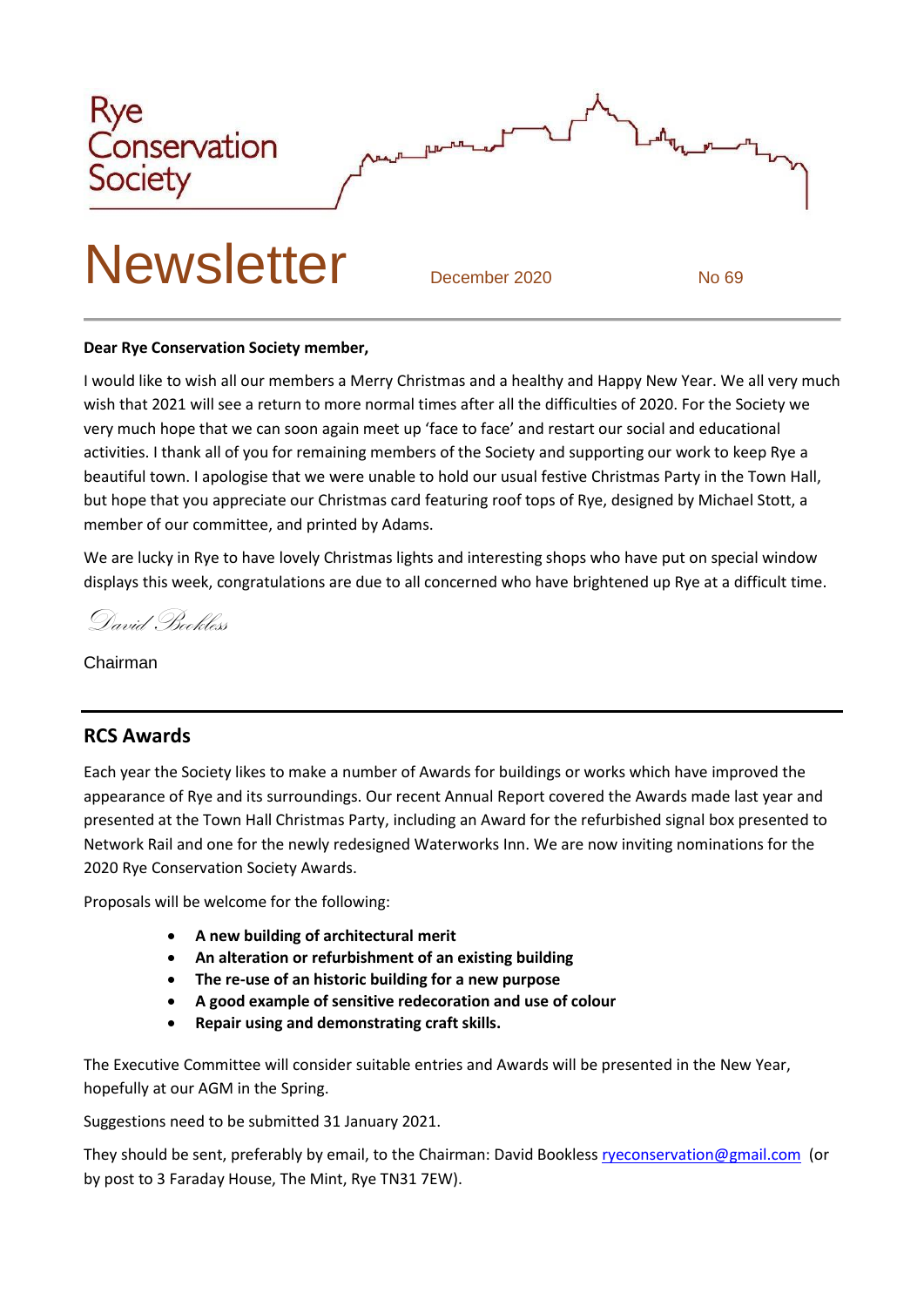Rye Conservation Society

# Newsletter

December 2020 No 69

**Dear Rye Conservation Society member,**

I would like to wish all our members a Merry Christmas and a healthy and Happy New Year. We all very much wish that 2021 will see a return to more normal times after all the difficulties of 2020. For the Society we very much hope that we can soon again meet up 'face to face' and restart our social and educational activities. I thank all of you for remaining members of the Society and supporting our work to keep Rye a beautiful town. I apologise that we were unable to hold our usual festive Christmas Party in the Town Hall, but hope that you appreciate our Christmas card featuring roof tops of Rye, designed by Michael Stott, a member of our committee, and printed by Adams.

We are lucky in Rye to have lovely Christmas lights and interesting shops who have put on special window displays this week, congratulations are due to all concerned who have brightened up Rye at a difficult time.

*David Bookless*

Chairman

## RCS Awards

Each year the Society likes to make a number of Awards for buildings or works which have improved the appearance of Rye and its surroundings. Our recent Annual Report covered the Awards made last year and presented at the Town Hall Christmas Party, including an Award for the refurbished signal box presented to Network Rail and one for the newly redesigned Waterworks Inn. We are now inviting nominations for the 2020 Rye Conservation Society Awards.

Proposals will be welcome for the following:

- **A new building of architectural merit**
- **An alteration or refurbishment of an existing building**
- **The re-use of an historic building for a new purpose**
- **A good example of sensitive redecoration and use of colour**
- **Repair using and demonstrating craft skills.**

The Executive Committee will consider suitable entries and Awards will be presented in the New Year, hopefully at our AGM in the Spring.

Suggestions need to be submitted 31 January 2021.

They should be sent, preferably by email, to the Chairman: David Bookless ryeconservation@gmail.com (or by post to 3 Faraday House, The Mint, Rye TN31 7EW).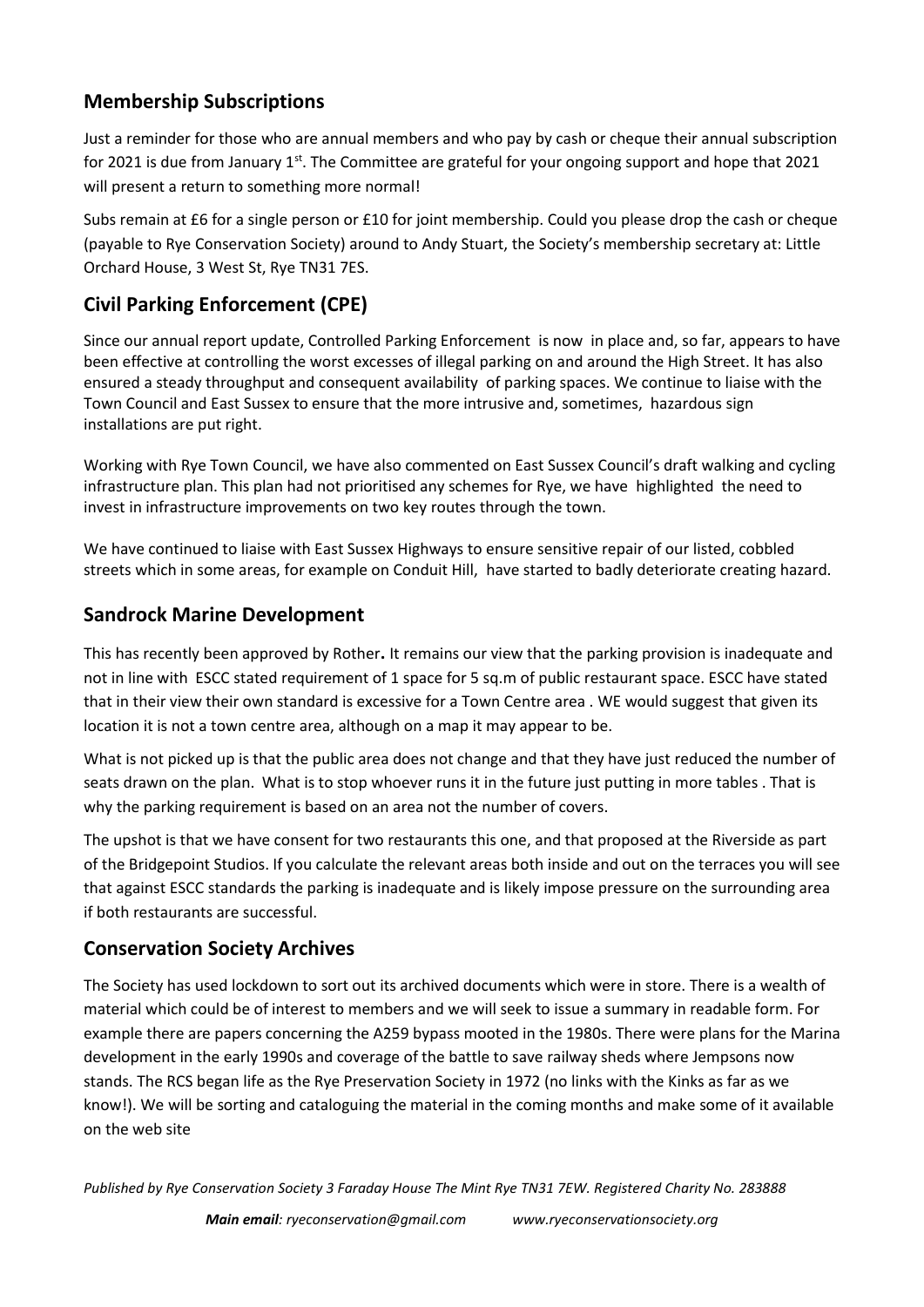## Membership Subscriptions

Just a reminder for those who are annual members and who pay by cash or cheque their annual subscription for 2021 is due from January 1st. The Committee are grateful for your ongoing support and hope that 2021 will present a return to something more normal!

Subs remain at £6 for a single person or £10 for joint membership. Could you please drop the cash or cheque (payable to Rye Conservation Society) around to Andy Stuart, the Society's membership secretary at: Little Orchard House, 3 West St, Rye TN31 7ES.

## Civil Parking Enforcement (CPE)

Since our annual report update, Controlled Parking Enforcement is now in place and, so far, appears to have been effective at controlling the worst excesses of illegal parking on and around the High Street. It has also ensured a steady throughput and consequent availability of parking spaces. We continue to liaise with the Town Council and East Sussex to ensure that the more intrusive and, sometimes, hazardous sign installations are put right.

Working with Rye Town Council, we have also commented on East Sussex Council's draft walking and cycling infrastructure plan. This plan had not prioritised any schemes for Rye, we have highlighted the need to invest in infrastructure improvements on two key routes through the town.

We have continued to liaise with East Sussex Highways to ensure sensitive repair of our listed, cobbled streets which in some areas, for example on Conduit Hill, have started to badly deteriorate creating hazard.

## Sandrock Marine Development

This has recently been approved by Rother**.** It remains our view that the parking provision is inadequate and not in line with ESCC stated requirement of 1 space for 5 sq.m of public restaurant space. ESCC have stated that in their view their own standard is excessive for a Town Centre area . WE would suggest that given its location it is not a town centre area, although on a map it may appear to be.

What is not picked up is that the public area does not change and that they have just reduced the number of seats drawn on the plan. What is to stop whoever runs it in the future just putting in more tables . That is why the parking requirement is based on an area not the number of covers.

The upshot is that we have consent for two restaurants this one, and that proposed at the Riverside as part of the Bridgepoint Studios. If you calculate the relevant areas both inside and out on the terraces you will see that against ESCC standards the parking is inadequate and is likely impose pressure on the surrounding area if both restaurants are successful.

## Conservation Society Archives

The Society has used lockdown to sort out its archived documents which were in store. There is a wealth of material which could be of interest to members and we will seek to issue a summary in readable form. For example there are papers concerning the A259 bypass mooted in the 1980s. There were plans for the Marina development in the early 1990s and coverage of the battle to save railway sheds where Jempsons now stands. The RCS began life as the Rye Preservation Society in 1972 (no links with the Kinks as far as we know!). We will be sorting and cataloguing the material in the coming months and make some of it available on the web site

*Published by Rye Conservation Society 3 Faraday House The Mint Rye TN31 7EW. Registered Charity No. 283888*

***Main email****: ryeconservation@gmail.com* *www.ryeconservationsociety.org*